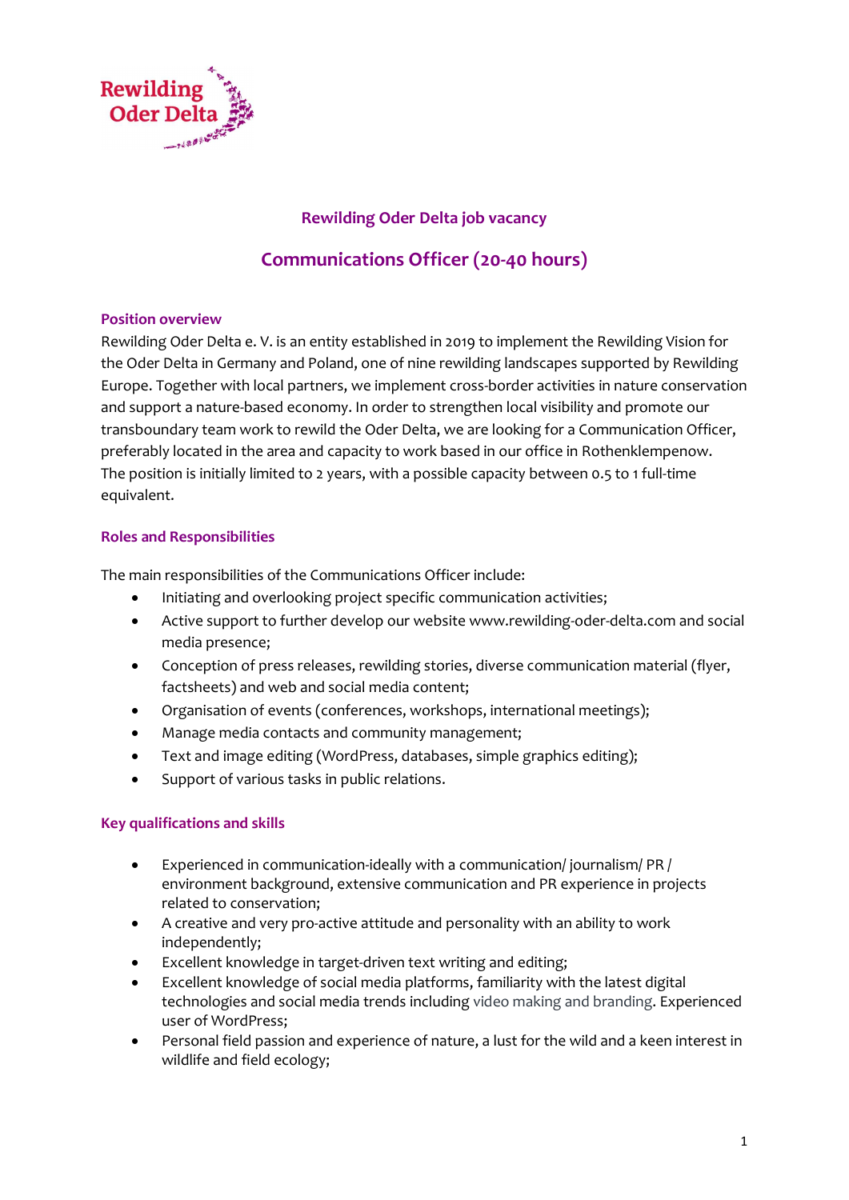Rewilding Oder Delta

## Rewilding Oder Delta job vacancy

# Communications Officer (20-40 hours)

### Position overview

Rewilding Oder Delta e. V. is an entity established in 2019 to implement the Rewilding Vision for the Oder Delta in Germany and Poland, one of nine rewilding landscapes supported by Rewilding Europe. Together with local partners, we implement cross-border activities in nature conservation and support a nature-based economy. In order to strengthen local visibility and promote our transboundary team work to rewild the Oder Delta, we are looking for a Communication Officer, preferably located in the area and capacity to work based in our office in Rothenklempenow. The position is initially limited to 2 years, with a possible capacity between 0.5 to 1 full-time equivalent.

### Roles and Responsibilities

The main responsibilities of the Communications Officer include:

- Initiating and overlooking project specific communication activities;
- Active support to further develop our website www.rewilding-oder-delta.com and social media presence;
- Conception of press releases, rewilding stories, diverse communication material (flyer, factsheets) and web and social media content;
- Organisation of events (conferences, workshops, international meetings);
- Manage media contacts and community management;
- Text and image editing (WordPress, databases, simple graphics editing);
- Support of various tasks in public relations.

### Key qualifications and skills

- Experienced in communication-ideally with a communication/ journalism/ PR / environment background, extensive communication and PR experience in projects related to conservation;
- A creative and very pro-active attitude and personality with an ability to work independently;
- Excellent knowledge in target-driven text writing and editing;
- Excellent knowledge of social media platforms, familiarity with the latest digital technologies and social media trends including video making and branding. Experienced user of WordPress;
- Personal field passion and experience of nature, a lust for the wild and a keen interest in wildlife and field ecology;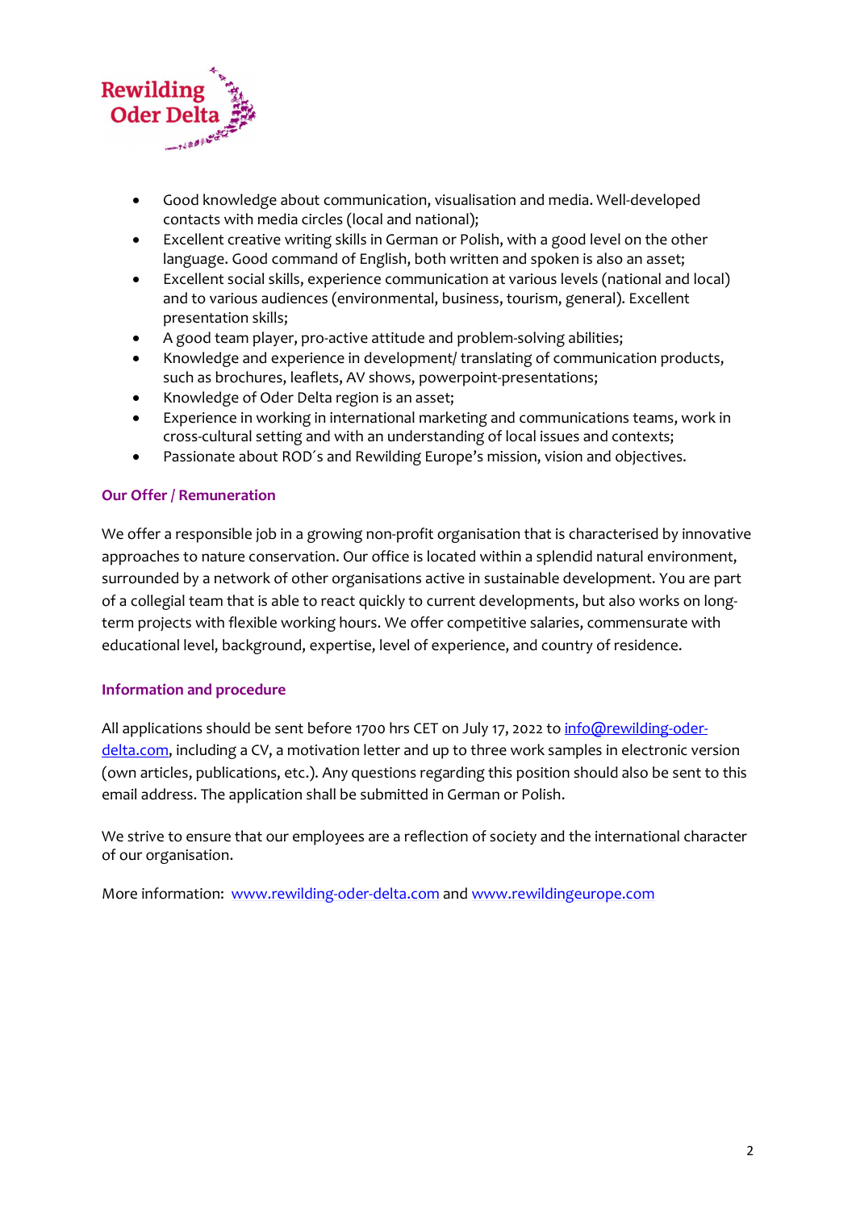- Good knowledge about communication, visualisation and media. Well-developed contacts with media circles (local and national);
- Excellent creative writing skills in German or Polish, with a good level on the other language. Good command of English, both written and spoken is also an asset;
- Excellent social skills, experience communication at various levels (national and local) and to various audiences (environmental, business, tourism, general). Excellent presentation skills;
- A good team player, pro-active attitude and problem-solving abilities;
- Knowledge and experience in development/ translating of communication products, such as brochures, leaflets, AV shows, powerpoint-presentations;
- Knowledge of Oder Delta region is an asset;
- Experience in working in international marketing and communications teams, work in cross-cultural setting and with an understanding of local issues and contexts;
- Passionate about ROD´s and Rewilding Europe's mission, vision and objectives.

### Our Offer / Remuneration

We offer a responsible job in a growing non-profit organisation that is characterised by innovative approaches to nature conservation. Our office is located within a splendid natural environment, surrounded by a network of other organisations active in sustainable development. You are part of a collegial team that is able to react quickly to current developments, but also works on long-term projects with flexible working hours. We offer competitive salaries, commensurate with educational level, background, expertise, level of experience, and country of residence.

### Information and procedure

All applications should be sent before 1700 hrs CET on July 17, 2022 to [info@rewilding-oder-delta.com](mailto:info@rewilding-oder-delta.com), including a CV, a motivation letter and up to three work samples in electronic version (own articles, publications, etc.). Any questions regarding this position should also be sent to this email address. The application shall be submitted in German or Polish.

We strive to ensure that our employees are a reflection of society and the international character of our organisation.

More information: www.rewilding-oder-delta.com and www.rewildingeurope.com